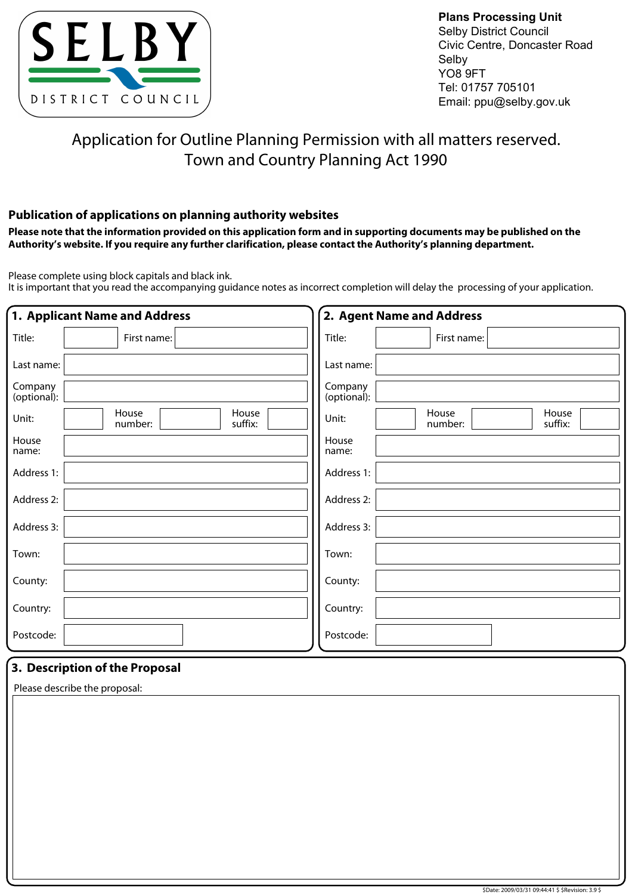SELBY
DISTRICT COUNCIL

**Plans Processing Unit**
Selby District Council
Civic Centre, Doncaster Road
Selby
YO8 9FT
Tel: 01757 705101
Email: ppu@selby.gov.uk

# Application for Outline Planning Permission with all matters reserved.
# Town and Country Planning Act 1990

## Publication of applications on planning authority websites

**Please note that the information provided on this application form and in supporting documents may be published on the Authority's website. If you require any further clarification, please contact the Authority's planning department.**

Please complete using block capitals and black ink.
It is important that you read the accompanying guidance notes as incorrect completion will delay the processing of your application.

## 1. Applicant Name and Address

| | | | | | |
|---|---|---|---|---|---|
| Title: | | First name: | | | |
| Last name: | | | | | |
| Company (optional): | | | | | |
| Unit: | | House number: | | House suffix: | |
| House name: | | | | | |
| Address 1: | | | | | |
| Address 2: | | | | | |
| Address 3: | | | | | |
| Town: | | | | | |
| County: | | | | | |
| Country: | | | | | |
| Postcode: | | | | | |

## 2. Agent Name and Address

| | | | | | |
|---|---|---|---|---|---|
| Title: | | First name: | | | |
| Last name: | | | | | |
| Company (optional): | | | | | |
| Unit: | | House number: | | House suffix: | |
| House name: | | | | | |
| Address 1: | | | | | |
| Address 2: | | | | | |
| Address 3: | | | | | |
| Town: | | | | | |
| County: | | | | | |
| Country: | | | | | |
| Postcode: | | | | | |

## 3. Description of the Proposal

Please describe the proposal:

$Date: 2009/03/31 09:44:41 $ $Revision: 3.9 $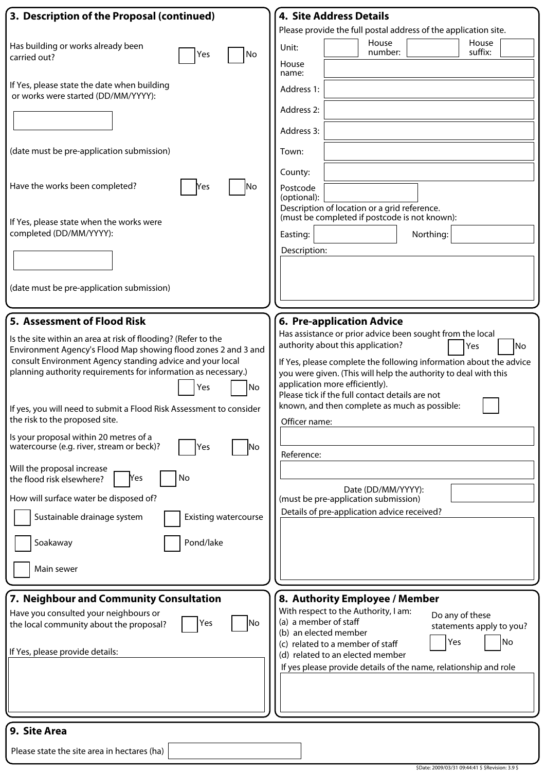## 3. Description of the Proposal (continued)

Has building or works already been carried out? ☐ Yes ☐ No

If Yes, please state the date when building or works were started (DD/MM/YYYY):

(date must be pre-application submission)

Have the works been completed? ☐ Yes ☐ No

If Yes, please state when the works were completed (DD/MM/YYYY):

(date must be pre-application submission)

## 4. Site Address Details

Please provide the full postal address of the application site.

Unit:

House number:

House suffix:

House name:

Address 1:

Address 2:

Address 3:

Town:

County:

Postcode (optional):

Description of location or a grid reference.
(must be completed if postcode is not known):

Easting:

Northing:

Description:

## 5. Assessment of Flood Risk

Is the site within an area at risk of flooding? (Refer to the Environment Agency's Flood Map showing flood zones 2 and 3 and consult Environment Agency standing advice and your local planning authority requirements for information as necessary.) ☐ Yes ☐ No

If yes, you will need to submit a Flood Risk Assessment to consider the risk to the proposed site.

Is your proposal within 20 metres of a watercourse (e.g. river, stream or beck)? ☐ Yes ☐ No

Will the proposal increase the flood risk elsewhere? ☐ Yes ☐ No

How will surface water be disposed of?

☐ Sustainable drainage system

☐ Existing watercourse

☐ Soakaway

☐ Pond/lake

☐ Main sewer

## 6. Pre-application Advice

Has assistance or prior advice been sought from the local authority about this application? ☐ Yes ☐ No

If Yes, please complete the following information about the advice you were given. (This will help the authority to deal with this application more efficiently).

Please tick if the full contact details are not known, and then complete as much as possible: ☐

Officer name:

Reference:

Date (DD/MM/YYYY):
(must be pre-application submission)

Details of pre-application advice received?

## 7. Neighbour and Community Consultation

Have you consulted your neighbours or the local community about the proposal? ☐ Yes ☐ No

If Yes, please provide details:

## 8. Authority Employee / Member

With respect to the Authority, I am:

(a) a member of staff
(b) an elected member
(c) related to a member of staff
(d) related to an elected member

Do any of these statements apply to you? ☐ Yes ☐ No

If yes please provide details of the name, relationship and role

## 9. Site Area

Please state the site area in hectares (ha)

$Date: 2009/03/31 09:44:41 $ $Revision: 3.9 $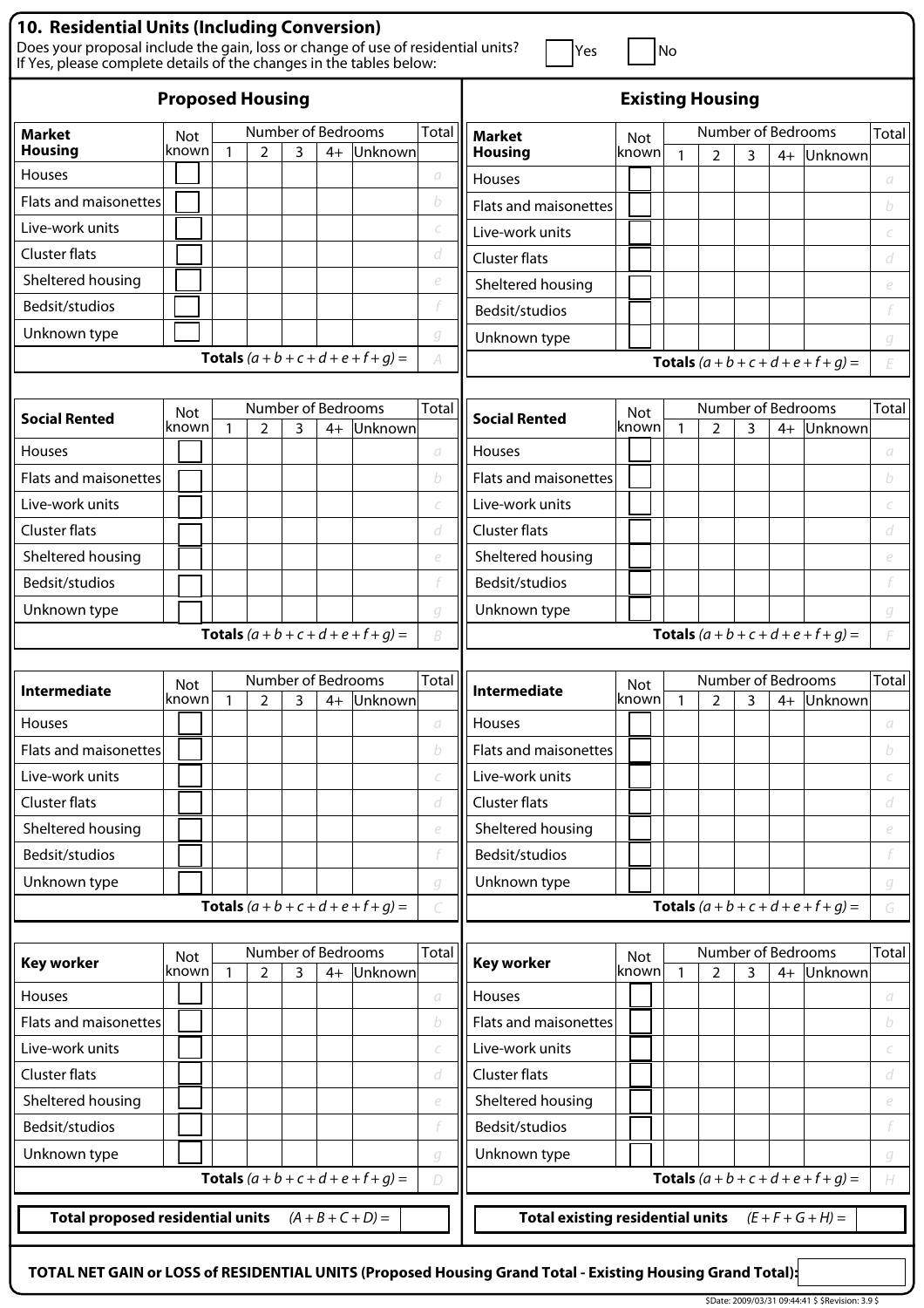## 10. Residential Units (Including Conversion)

Does your proposal include the gain, loss or change of use of residential units? ☐ Yes ☐ No

If Yes, please complete details of the changes in the tables below:

### Proposed Housing

| Market Housing | Not known | Number of Bedrooms | | | | | Total |
|---|---|---|---|---|---|---|---|
| | | 1 | 2 | 3 | 4+ | Unknown | |
| Houses | ☐ | | | | | | *a* |
| Flats and maisonettes | ☐ | | | | | | *b* |
| Live-work units | ☐ | | | | | | *c* |
| Cluster flats | ☐ | | | | | | *d* |
| Sheltered housing | ☐ | | | | | | *e* |
| Bedsit/studios | ☐ | | | | | | *f* |
| Unknown type | ☐ | | | | | | *g* |
| **Totals** $(a + b + c + d + e + f + g) =$ | | | | | | | *A* |

| Social Rented | Not known | Number of Bedrooms | | | | | Total |
|---|---|---|---|---|---|---|---|
| | | 1 | 2 | 3 | 4+ | Unknown | |
| Houses | ☐ | | | | | | *a* |
| Flats and maisonettes | ☐ | | | | | | *b* |
| Live-work units | ☐ | | | | | | *c* |
| Cluster flats | ☐ | | | | | | *d* |
| Sheltered housing | ☐ | | | | | | *e* |
| Bedsit/studios | ☐ | | | | | | *f* |
| Unknown type | ☐ | | | | | | *g* |
| **Totals** $(a + b + c + d + e + f + g) =$ | | | | | | | *B* |

| Intermediate | Not known | Number of Bedrooms | | | | | Total |
|---|---|---|---|---|---|---|---|
| | | 1 | 2 | 3 | 4+ | Unknown | |
| Houses | ☐ | | | | | | *a* |
| Flats and maisonettes | ☐ | | | | | | *b* |
| Live-work units | ☐ | | | | | | *c* |
| Cluster flats | ☐ | | | | | | *d* |
| Sheltered housing | ☐ | | | | | | *e* |
| Bedsit/studios | ☐ | | | | | | *f* |
| Unknown type | ☐ | | | | | | *g* |
| **Totals** $(a + b + c + d + e + f + g) =$ | | | | | | | *C* |

| Key worker | Not known | Number of Bedrooms | | | | | Total |
|---|---|---|---|---|---|---|---|
| | | 1 | 2 | 3 | 4+ | Unknown | |
| Houses | ☐ | | | | | | *a* |
| Flats and maisonettes | ☐ | | | | | | *b* |
| Live-work units | ☐ | | | | | | *c* |
| Cluster flats | ☐ | | | | | | *d* |
| Sheltered housing | ☐ | | | | | | *e* |
| Bedsit/studios | ☐ | | | | | | *f* |
| Unknown type | ☐ | | | | | | *g* |
| **Totals** $(a + b + c + d + e + f + g) =$ | | | | | | | *D* |

**Total proposed residential units** $(A + B + C + D) =$ ______

### Existing Housing

| Market Housing | Not known | Number of Bedrooms | | | | | Total |
|---|---|---|---|---|---|---|---|
| | | 1 | 2 | 3 | 4+ | Unknown | |
| Houses | ☐ | | | | | | *a* |
| Flats and maisonettes | ☐ | | | | | | *b* |
| Live-work units | ☐ | | | | | | *c* |
| Cluster flats | ☐ | | | | | | *d* |
| Sheltered housing | ☐ | | | | | | *e* |
| Bedsit/studios | ☐ | | | | | | *f* |
| Unknown type | ☐ | | | | | | *g* |
| **Totals** $(a + b + c + d + e + f + g) =$ | | | | | | | *E* |

| Social Rented | Not known | Number of Bedrooms | | | | | Total |
|---|---|---|---|---|---|---|---|
| | | 1 | 2 | 3 | 4+ | Unknown | |
| Houses | ☐ | | | | | | *a* |
| Flats and maisonettes | ☐ | | | | | | *b* |
| Live-work units | ☐ | | | | | | *c* |
| Cluster flats | ☐ | | | | | | *d* |
| Sheltered housing | ☐ | | | | | | *e* |
| Bedsit/studios | ☐ | | | | | | *f* |
| Unknown type | ☐ | | | | | | *g* |
| **Totals** $(a + b + c + d + e + f + g) =$ | | | | | | | *F* |

| Intermediate | Not known | Number of Bedrooms | | | | | Total |
|---|---|---|---|---|---|---|---|
| | | 1 | 2 | 3 | 4+ | Unknown | |
| Houses | ☐ | | | | | | *a* |
| Flats and maisonettes | ☐ | | | | | | *b* |
| Live-work units | ☐ | | | | | | *c* |
| Cluster flats | ☐ | | | | | | *d* |
| Sheltered housing | ☐ | | | | | | *e* |
| Bedsit/studios | ☐ | | | | | | *f* |
| Unknown type | ☐ | | | | | | *g* |
| **Totals** $(a + b + c + d + e + f + g) =$ | | | | | | | *G* |

| Key worker | Not known | Number of Bedrooms | | | | | Total |
|---|---|---|---|---|---|---|---|
| | | 1 | 2 | 3 | 4+ | Unknown | |
| Houses | ☐ | | | | | | *a* |
| Flats and maisonettes | ☐ | | | | | | *b* |
| Live-work units | ☐ | | | | | | *c* |
| Cluster flats | ☐ | | | | | | *d* |
| Sheltered housing | ☐ | | | | | | *e* |
| Bedsit/studios | ☐ | | | | | | *f* |
| Unknown type | ☐ | | | | | | *g* |
| **Totals** $(a + b + c + d + e + f + g) =$ | | | | | | | *H* |

**Total existing residential units** $(E + F + G + H) =$ ______

**TOTAL NET GAIN or LOSS of RESIDENTIAL UNITS (Proposed Housing Grand Total - Existing Housing Grand Total):** ______

$Date: 2009/03/31 09:44:41 $ $Revision: 3.9 $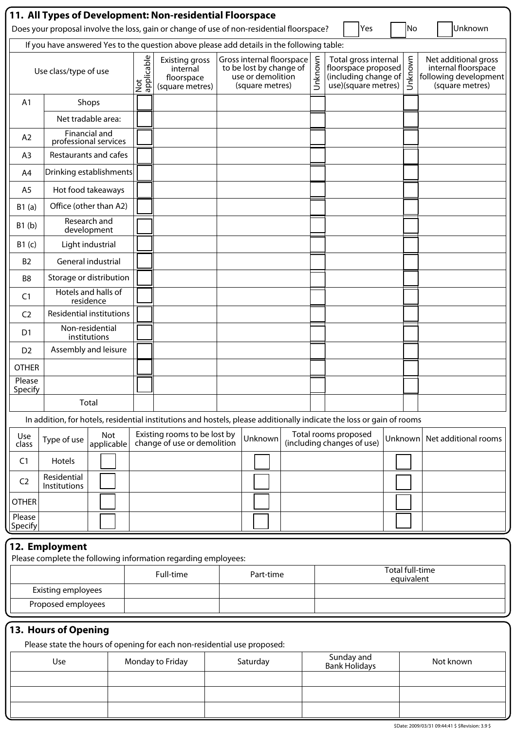## 11. All Types of Development: Non-residential Floorspace

Does your proposal involve the loss, gain or change of use of non-residential floorspace? ☐ Yes ☐ No ☐ Unknown

If you have answered Yes to the question above please add details in the following table:

| Use class/type of use | | Not applicable | Existing gross internal floorspace (square metres) | Gross internal floorspace to be lost by change of use or demolition (square metres) | Unknown | Total gross internal floorspace proposed (including change of use)(square metres) | Unknown | Net additional gross internal floorspace following development (square metres) |
|---|---|---|---|---|---|---|---|---|
| A1 | Shops | ☐ | | | ☐ | | ☐ | |
| | Net tradable area: | ☐ | | | ☐ | | ☐ | |
| A2 | Financial and professional services | ☐ | | | ☐ | | ☐ | |
| A3 | Restaurants and cafes | ☐ | | | ☐ | | ☐ | |
| A4 | Drinking establishments | ☐ | | | ☐ | | ☐ | |
| A5 | Hot food takeaways | ☐ | | | ☐ | | ☐ | |
| B1 (a) | Office (other than A2) | ☐ | | | ☐ | | ☐ | |
| B1 (b) | Research and development | ☐ | | | ☐ | | ☐ | |
| B1 (c) | Light industrial | ☐ | | | ☐ | | ☐ | |
| B2 | General industrial | ☐ | | | ☐ | | ☐ | |
| B8 | Storage or distribution | ☐ | | | ☐ | | ☐ | |
| C1 | Hotels and halls of residence | ☐ | | | ☐ | | ☐ | |
| C2 | Residential institutions | ☐ | | | ☐ | | ☐ | |
| D1 | Non-residential institutions | ☐ | | | ☐ | | ☐ | |
| D2 | Assembly and leisure | ☐ | | | ☐ | | ☐ | |
| OTHER | | ☐ | | | ☐ | | ☐ | |
| Please Specify | | ☐ | | | ☐ | | ☐ | |
| | Total | | | | | | | |

In addition, for hotels, residential institutions and hostels, please additionally indicate the loss or gain of rooms

| Use class | Type of use | Not applicable | Existing rooms to be lost by change of use or demolition | Unknown | Total rooms proposed (including changes of use) | Unknown | Net additional rooms |
|---|---|---|---|---|---|---|---|
| C1 | Hotels | ☐ | | ☐ | | ☐ | |
| C2 | Residential Institutions | ☐ | | ☐ | | ☐ | |
| OTHER | | ☐ | | ☐ | | ☐ | |
| Please Specify | | ☐ | | ☐ | | ☐ | |

## 12. Employment

Please complete the following information regarding employees:

| | Full-time | Part-time | Total full-time equivalent |
|---|---|---|---|
| Existing employees | | | |
| Proposed employees | | | |

## 13. Hours of Opening

Please state the hours of opening for each non-residential use proposed:

| Use | Monday to Friday | Saturday | Sunday and Bank Holidays | Not known |
|---|---|---|---|---|
| | | | | |
| | | | | |
| | | | | |

$Date: 2009/03/31 09:44:41 $ $Revision: 3.9 $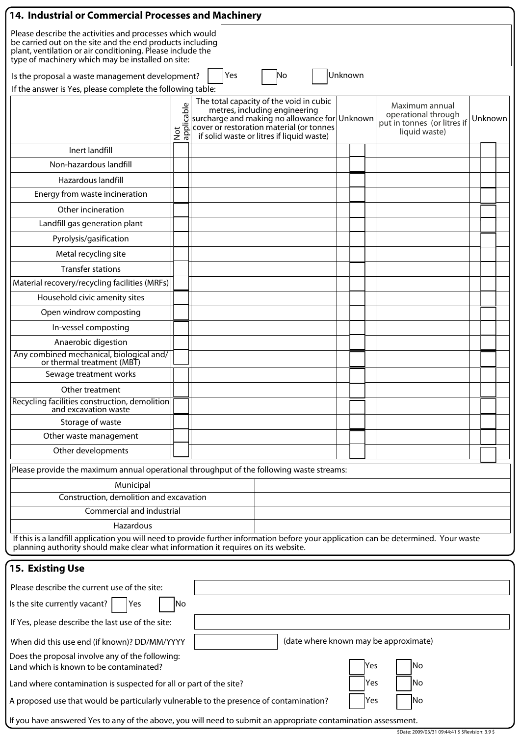## 14. Industrial or Commercial Processes and Machinery

Please describe the activities and processes which would be carried out on the site and the end products including plant, ventilation or air conditioning. Please include the type of machinery which may be installed on site:

Is the proposal a waste management development? ☐ Yes ☐ No ☐ Unknown

If the answer is Yes, please complete the following table:

| | Not applicable | The total capacity of the void in cubic metres, including engineering surcharge and making no allowance for cover or restoration material (or tonnes if solid waste or litres if liquid waste) | Unknown | Maximum annual operational through put in tonnes (or litres if liquid waste) | Unknown |
|---|---|---|---|---|---|
| Inert landfill | ☐ | | ☐ | | ☐ |
| Non-hazardous landfill | ☐ | | ☐ | | ☐ |
| Hazardous landfill | ☐ | | ☐ | | ☐ |
| Energy from waste incineration | ☐ | | ☐ | | ☐ |
| Other incineration | ☐ | | ☐ | | ☐ |
| Landfill gas generation plant | ☐ | | ☐ | | ☐ |
| Pyrolysis/gasification | ☐ | | ☐ | | ☐ |
| Metal recycling site | ☐ | | ☐ | | ☐ |
| Transfer stations | ☐ | | ☐ | | ☐ |
| Material recovery/recycling facilities (MRFs) | ☐ | | ☐ | | ☐ |
| Household civic amenity sites | ☐ | | ☐ | | ☐ |
| Open windrow composting | ☐ | | ☐ | | ☐ |
| In-vessel composting | ☐ | | ☐ | | ☐ |
| Anaerobic digestion | ☐ | | ☐ | | ☐ |
| Any combined mechanical, biological and/ or thermal treatment (MBT) | ☐ | | ☐ | | ☐ |
| Sewage treatment works | ☐ | | ☐ | | ☐ |
| Other treatment | ☐ | | ☐ | | ☐ |
| Recycling facilities construction, demolition and excavation waste | ☐ | | ☐ | | ☐ |
| Storage of waste | ☐ | | ☐ | | ☐ |
| Other waste management | ☐ | | ☐ | | ☐ |
| Other developments | ☐ | | ☐ | | ☐ |

Please provide the maximum annual operational throughput of the following waste streams:

| | |
|---|---|
| Municipal | |
| Construction, demolition and excavation | |
| Commercial and industrial | |
| Hazardous | |

If this is a landfill application you will need to provide further information before your application can be determined. Your waste planning authority should make clear what information it requires on its website.

## 15. Existing Use

Please describe the current use of the site:

Is the site currently vacant? ☐ Yes ☐ No

If Yes, please describe the last use of the site:

When did this use end (if known)? DD/MM/YYYY (date where known may be approximate)

Does the proposal involve any of the following:

Land which is known to be contaminated? ☐ Yes ☐ No

Land where contamination is suspected for all or part of the site? ☐ Yes ☐ No

A proposed use that would be particularly vulnerable to the presence of contamination? ☐ Yes ☐ No

If you have answered Yes to any of the above, you will need to submit an appropriate contamination assessment.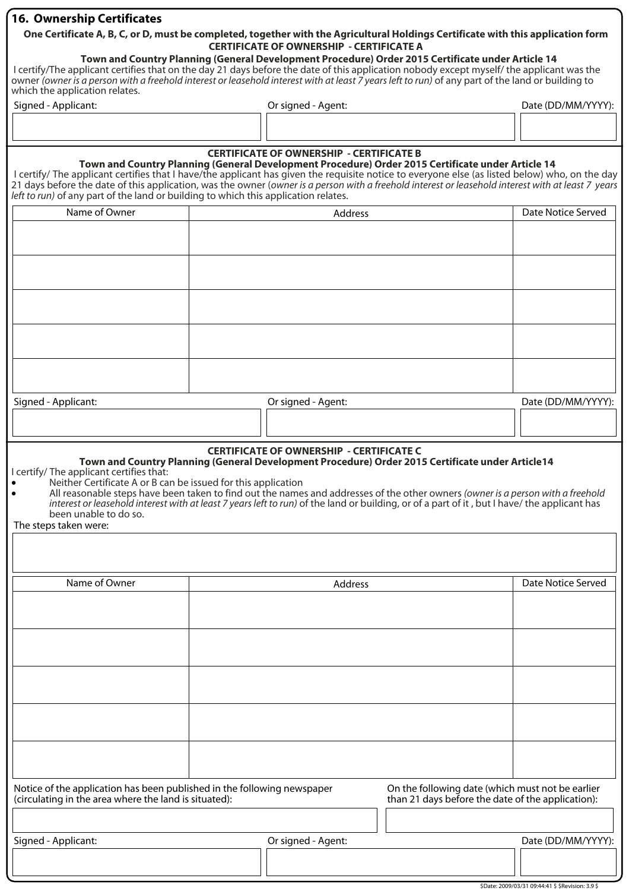## 16. Ownership Certificates

**One Certificate A, B, C, or D, must be completed, together with the Agricultural Holdings Certificate with this application form**

**CERTIFICATE OF OWNERSHIP - CERTIFICATE A**

**Town and Country Planning (General Development Procedure) Order 2015 Certificate under Article 14**

I certify/The applicant certifies that on the day 21 days before the date of this application nobody except myself/ the applicant was the owner *(owner is a person with a freehold interest or leasehold interest with at least 7 years left to run)* of any part of the land or building to which the application relates.

| Signed - Applicant: | Or signed - Agent: | Date (DD/MM/YYYY): |
|---|---|---|
| | | |

**CERTIFICATE OF OWNERSHIP - CERTIFICATE B**

**Town and Country Planning (General Development Procedure) Order 2015 Certificate under Article 14**

I certify/ The applicant certifies that I have/the applicant has given the requisite notice to everyone else (as listed below) who, on the day 21 days before the date of this application, was the owner (*owner is a person with a freehold interest or leasehold interest with at least 7 years left to run)* of any part of the land or building to which this application relates.

| Name of Owner | Address | Date Notice Served |
|---|---|---|
| | | |
| | | |
| | | |
| | | |
| | | |

| Signed - Applicant: | Or signed - Agent: | Date (DD/MM/YYYY): |
|---|---|---|
| | | |

**CERTIFICATE OF OWNERSHIP - CERTIFICATE C**

**Town and Country Planning (General Development Procedure) Order 2015 Certificate under Article14**

I certify/ The applicant certifies that:

- Neither Certificate A or B can be issued for this application
- All reasonable steps have been taken to find out the names and addresses of the other owners *(owner is a person with a freehold interest or leasehold interest with at least 7 years left to run)* of the land or building, or of a part of it , but I have/ the applicant has been unable to do so.

The steps taken were:

| Name of Owner | Address | Date Notice Served |
|---|---|---|
| | | |
| | | |
| | | |
| | | |
| | | |

| Notice of the application has been published in the following newspaper (circulating in the area where the land is situated): | On the following date (which must not be earlier than 21 days before the date of the application): |
|---|---|
| | |

| Signed - Applicant: | Or signed - Agent: | Date (DD/MM/YYYY): |
|---|---|---|
| | | |

$Date: 2009/03/31 09:44:41 $ $Revision: 3.9 $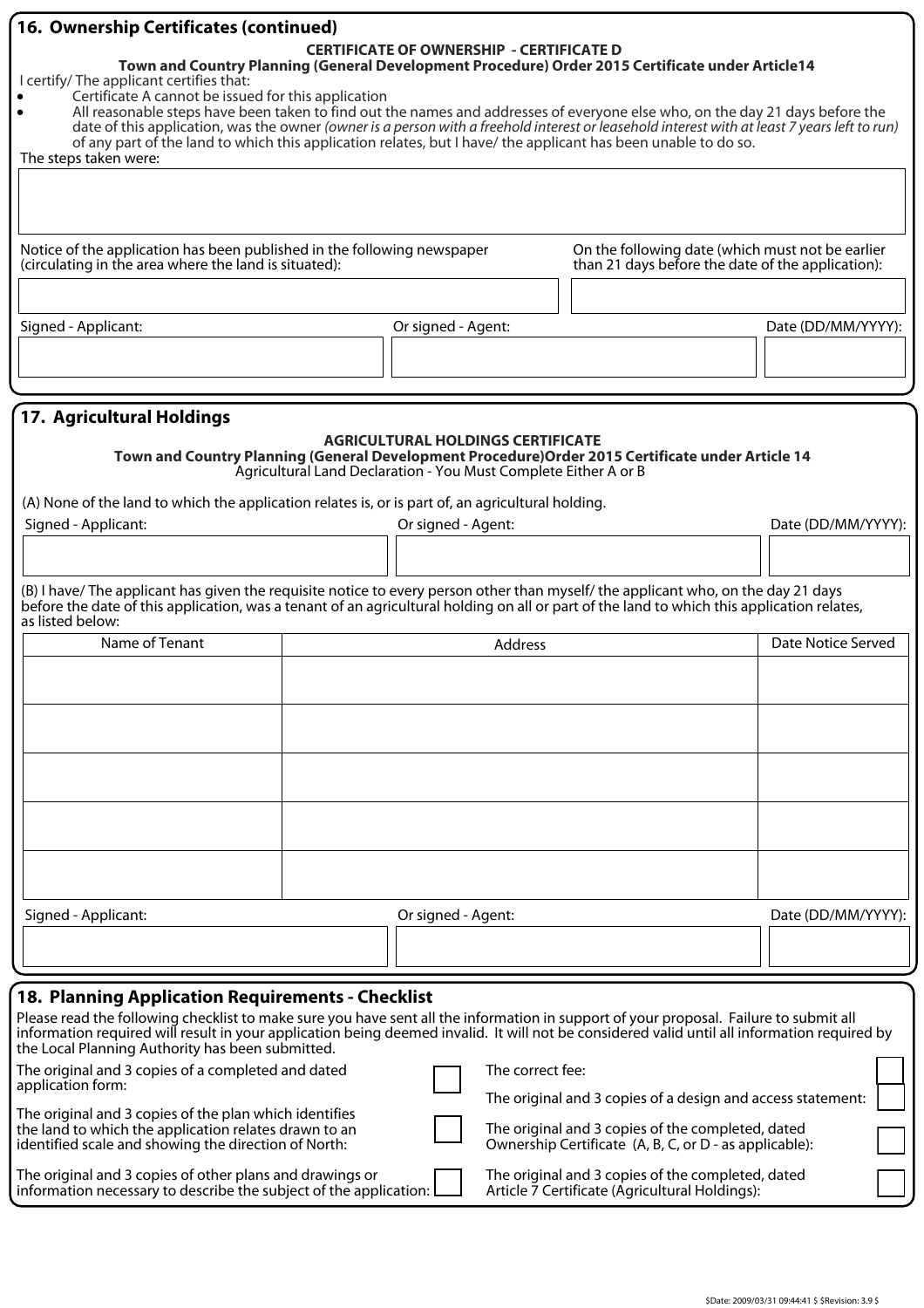## 16. Ownership Certificates (continued)

**CERTIFICATE OF OWNERSHIP - CERTIFICATE D**

**Town and Country Planning (General Development Procedure) Order 2015 Certificate under Article14**

I certify/ The applicant certifies that:

- Certificate A cannot be issued for this application
- All reasonable steps have been taken to find out the names and addresses of everyone else who, on the day 21 days before the date of this application, was the owner *(owner is a person with a freehold interest or leasehold interest with at least 7 years left to run)* of any part of the land to which this application relates, but I have/ the applicant has been unable to do so.

The steps taken were:

| |
|---|
| |

| Notice of the application has been published in the following newspaper (circulating in the area where the land is situated): | On the following date (which must not be earlier than 21 days before the date of the application): |
|---|---|
| | |

| Signed - Applicant: | Or signed - Agent: | Date (DD/MM/YYYY): |
|---|---|---|
| | | |

## 17. Agricultural Holdings

**AGRICULTURAL HOLDINGS CERTIFICATE**

**Town and Country Planning (General Development Procedure)Order 2015 Certificate under Article 14**

Agricultural Land Declaration - You Must Complete Either A or B

(A) None of the land to which the application relates is, or is part of, an agricultural holding.

| Signed - Applicant: | Or signed - Agent: | Date (DD/MM/YYYY): |
|---|---|---|
| | | |

(B) I have/ The applicant has given the requisite notice to every person other than myself/ the applicant who, on the day 21 days before the date of this application, was a tenant of an agricultural holding on all or part of the land to which this application relates, as listed below:

| Name of Tenant | Address | Date Notice Served |
|---|---|---|
| | | |
| | | |
| | | |
| | | |
| | | |

| Signed - Applicant: | Or signed - Agent: | Date (DD/MM/YYYY): |
|---|---|---|
| | | |

## 18. Planning Application Requirements - Checklist

Please read the following checklist to make sure you have sent all the information in support of your proposal. Failure to submit all information required will result in your application being deemed invalid. It will not be considered valid until all information required by the Local Planning Authority has been submitted.

| | | | |
|---|---|---|---|
| The original and 3 copies of a completed and dated application form: | ☐ | The correct fee: | ☐ |
| | | The original and 3 copies of a design and access statement: | ☐ |
| The original and 3 copies of the plan which identifies the land to which the application relates drawn to an identified scale and showing the direction of North: | ☐ | The original and 3 copies of the completed, dated Ownership Certificate (A, B, C, or D - as applicable): | ☐ |
| The original and 3 copies of other plans and drawings or information necessary to describe the subject of the application: | ☐ | The original and 3 copies of the completed, dated Article 7 Certificate (Agricultural Holdings): | ☐ |

$Date: 2009/03/31 09:44:41 $ $Revision: 3.9 $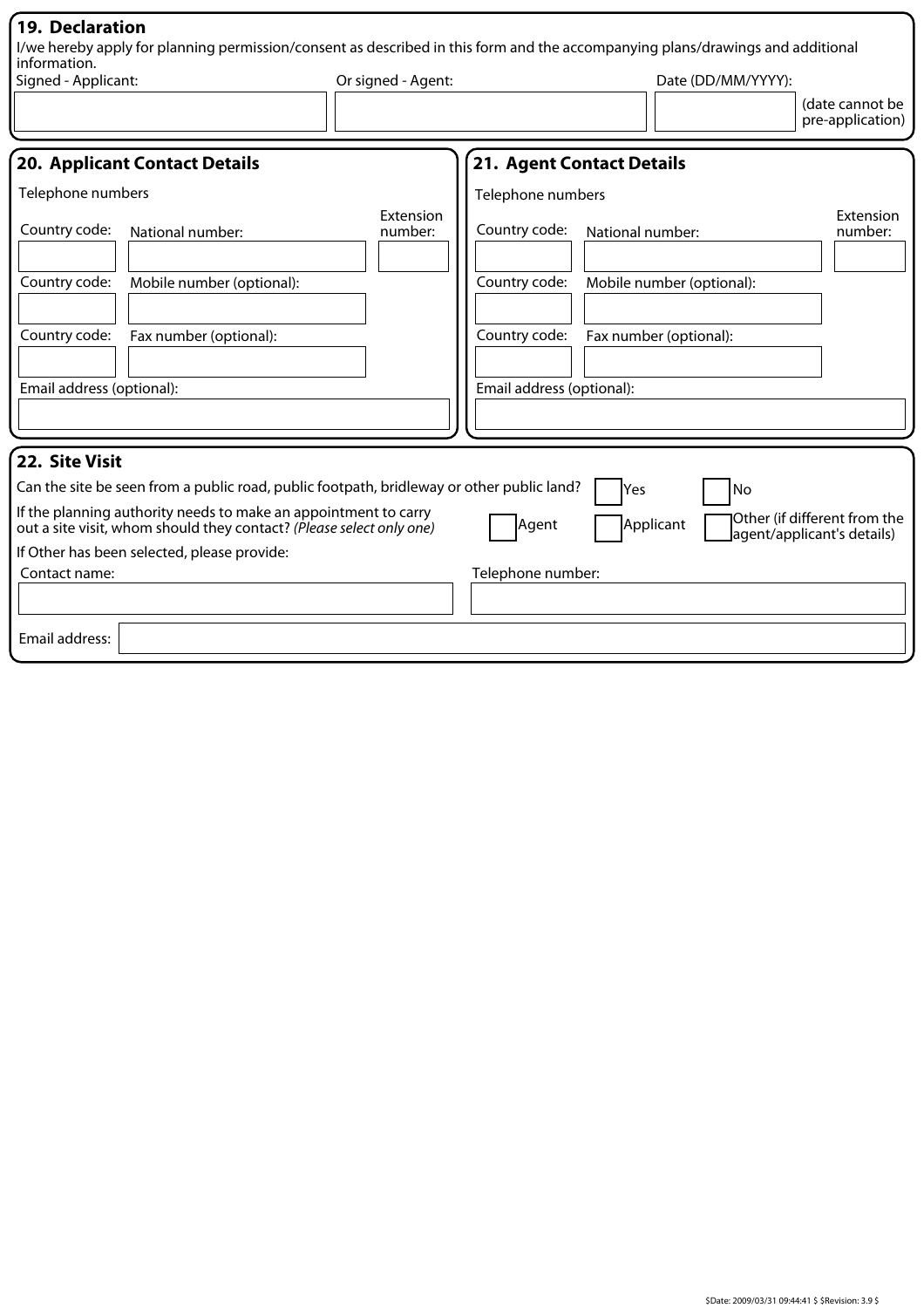## 19. Declaration

I/we hereby apply for planning permission/consent as described in this form and the accompanying plans/drawings and additional information.

| Signed - Applicant: | Or signed - Agent: | Date (DD/MM/YYYY): | |
|---|---|---|---|
| | | | (date cannot be pre-application) |

## 20. Applicant Contact Details

Telephone numbers

| Country code: | National number: | Extension number: |
|---|---|---|
| | | |

| Country code: | Mobile number (optional): |
|---|---|
| | |

| Country code: | Fax number (optional): |
|---|---|
| | |

Email address (optional):

## 21. Agent Contact Details

Telephone numbers

| Country code: | National number: | Extension number: |
|---|---|---|
| | | |

| Country code: | Mobile number (optional): |
|---|---|
| | |

| Country code: | Fax number (optional): |
|---|---|
| | |

Email address (optional):

## 22. Site Visit

Can the site be seen from a public road, public footpath, bridleway or other public land? ☐ Yes ☐ No

If the planning authority needs to make an appointment to carry out a site visit, whom should they contact? *(Please select only one)* ☐ Agent ☐ Applicant ☐ Other (if different from the agent/applicant's details)

If Other has been selected, please provide:

| Contact name: | Telephone number: |
|---|---|
| | |

Email address:

$Date: 2009/03/31 09:44:41 $ $Revision: 3.9 $